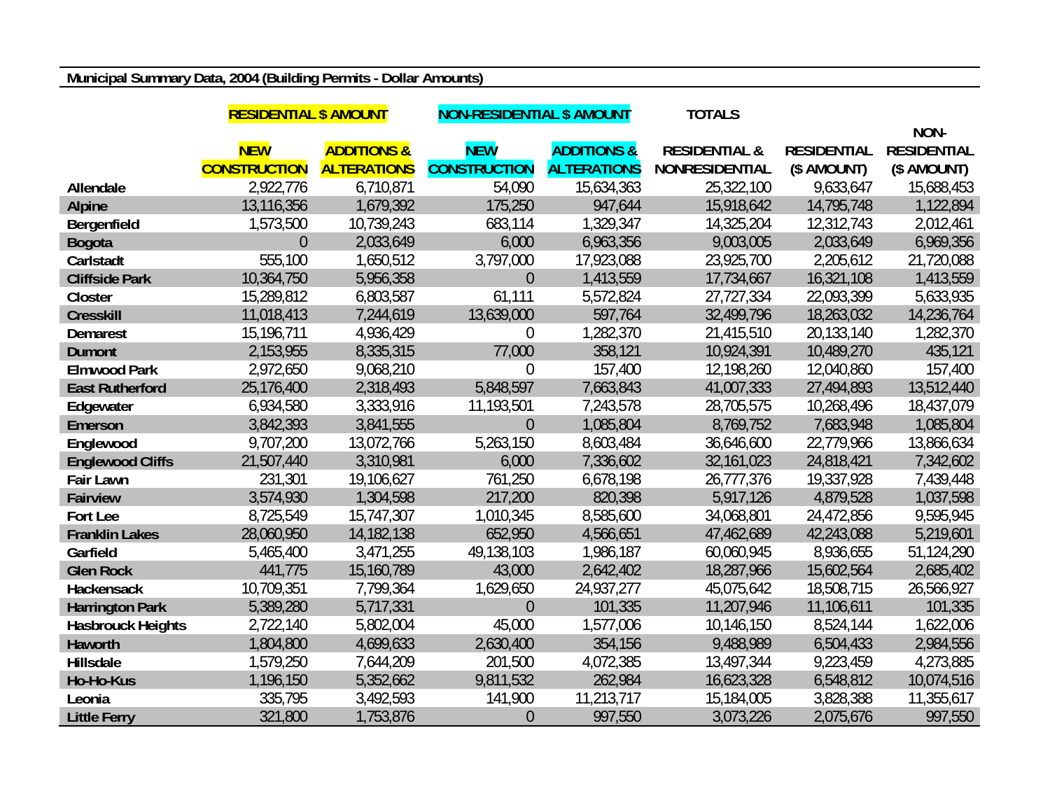**Municipal Summary Data, 2004 (Building Permits - Dollar Amounts)**

| | RESIDENTIAL $ AMOUNT | | NON-RESIDENTIAL $ AMOUNT | | TOTALS | | |
|---|---|---|---|---|---|---|---|
| | NEW CONSTRUCTION | ADDITIONS & ALTERATIONS | NEW CONSTRUCTION | ADDITIONS & ALTERATIONS | RESIDENTIAL & NONRESIDENTIAL | RESIDENTIAL ($ AMOUNT) | NON-RESIDENTIAL ($ AMOUNT) |
| Allendale | 2,922,776 | 6,710,871 | 54,090 | 15,634,363 | 25,322,100 | 9,633,647 | 15,688,453 |
| Alpine | 13,116,356 | 1,679,392 | 175,250 | 947,644 | 15,918,642 | 14,795,748 | 1,122,894 |
| Bergenfield | 1,573,500 | 10,739,243 | 683,114 | 1,329,347 | 14,325,204 | 12,312,743 | 2,012,461 |
| Bogota | 0 | 2,033,649 | 6,000 | 6,963,356 | 9,003,005 | 2,033,649 | 6,969,356 |
| Carlstadt | 555,100 | 1,650,512 | 3,797,000 | 17,923,088 | 23,925,700 | 2,205,612 | 21,720,088 |
| Cliffside Park | 10,364,750 | 5,956,358 | 0 | 1,413,559 | 17,734,667 | 16,321,108 | 1,413,559 |
| Closter | 15,289,812 | 6,803,587 | 61,111 | 5,572,824 | 27,727,334 | 22,093,399 | 5,633,935 |
| Cresskill | 11,018,413 | 7,244,619 | 13,639,000 | 597,764 | 32,499,796 | 18,263,032 | 14,236,764 |
| Demarest | 15,196,711 | 4,936,429 | 0 | 1,282,370 | 21,415,510 | 20,133,140 | 1,282,370 |
| Dumont | 2,153,955 | 8,335,315 | 77,000 | 358,121 | 10,924,391 | 10,489,270 | 435,121 |
| Elmwood Park | 2,972,650 | 9,068,210 | 0 | 157,400 | 12,198,260 | 12,040,860 | 157,400 |
| East Rutherford | 25,176,400 | 2,318,493 | 5,848,597 | 7,663,843 | 41,007,333 | 27,494,893 | 13,512,440 |
| Edgewater | 6,934,580 | 3,333,916 | 11,193,501 | 7,243,578 | 28,705,575 | 10,268,496 | 18,437,079 |
| Emerson | 3,842,393 | 3,841,555 | 0 | 1,085,804 | 8,769,752 | 7,683,948 | 1,085,804 |
| Englewood | 9,707,200 | 13,072,766 | 5,263,150 | 8,603,484 | 36,646,600 | 22,779,966 | 13,866,634 |
| Englewood Cliffs | 21,507,440 | 3,310,981 | 6,000 | 7,336,602 | 32,161,023 | 24,818,421 | 7,342,602 |
| Fair Lawn | 231,301 | 19,106,627 | 761,250 | 6,678,198 | 26,777,376 | 19,337,928 | 7,439,448 |
| Fairview | 3,574,930 | 1,304,598 | 217,200 | 820,398 | 5,917,126 | 4,879,528 | 1,037,598 |
| Fort Lee | 8,725,549 | 15,747,307 | 1,010,345 | 8,585,600 | 34,068,801 | 24,472,856 | 9,595,945 |
| Franklin Lakes | 28,060,950 | 14,182,138 | 652,950 | 4,566,651 | 47,462,689 | 42,243,088 | 5,219,601 |
| Garfield | 5,465,400 | 3,471,255 | 49,138,103 | 1,986,187 | 60,060,945 | 8,936,655 | 51,124,290 |
| Glen Rock | 441,775 | 15,160,789 | 43,000 | 2,642,402 | 18,287,966 | 15,602,564 | 2,685,402 |
| Hackensack | 10,709,351 | 7,799,364 | 1,629,650 | 24,937,277 | 45,075,642 | 18,508,715 | 26,566,927 |
| Harrington Park | 5,389,280 | 5,717,331 | 0 | 101,335 | 11,207,946 | 11,106,611 | 101,335 |
| Hasbrouck Heights | 2,722,140 | 5,802,004 | 45,000 | 1,577,006 | 10,146,150 | 8,524,144 | 1,622,006 |
| Haworth | 1,804,800 | 4,699,633 | 2,630,400 | 354,156 | 9,488,989 | 6,504,433 | 2,984,556 |
| Hillsdale | 1,579,250 | 7,644,209 | 201,500 | 4,072,385 | 13,497,344 | 9,223,459 | 4,273,885 |
| Ho-Ho-Kus | 1,196,150 | 5,352,662 | 9,811,532 | 262,984 | 16,623,328 | 6,548,812 | 10,074,516 |
| Leonia | 335,795 | 3,492,593 | 141,900 | 11,213,717 | 15,184,005 | 3,828,388 | 11,355,617 |
| Little Ferry | 321,800 | 1,753,876 | 0 | 997,550 | 3,073,226 | 2,075,676 | 997,550 |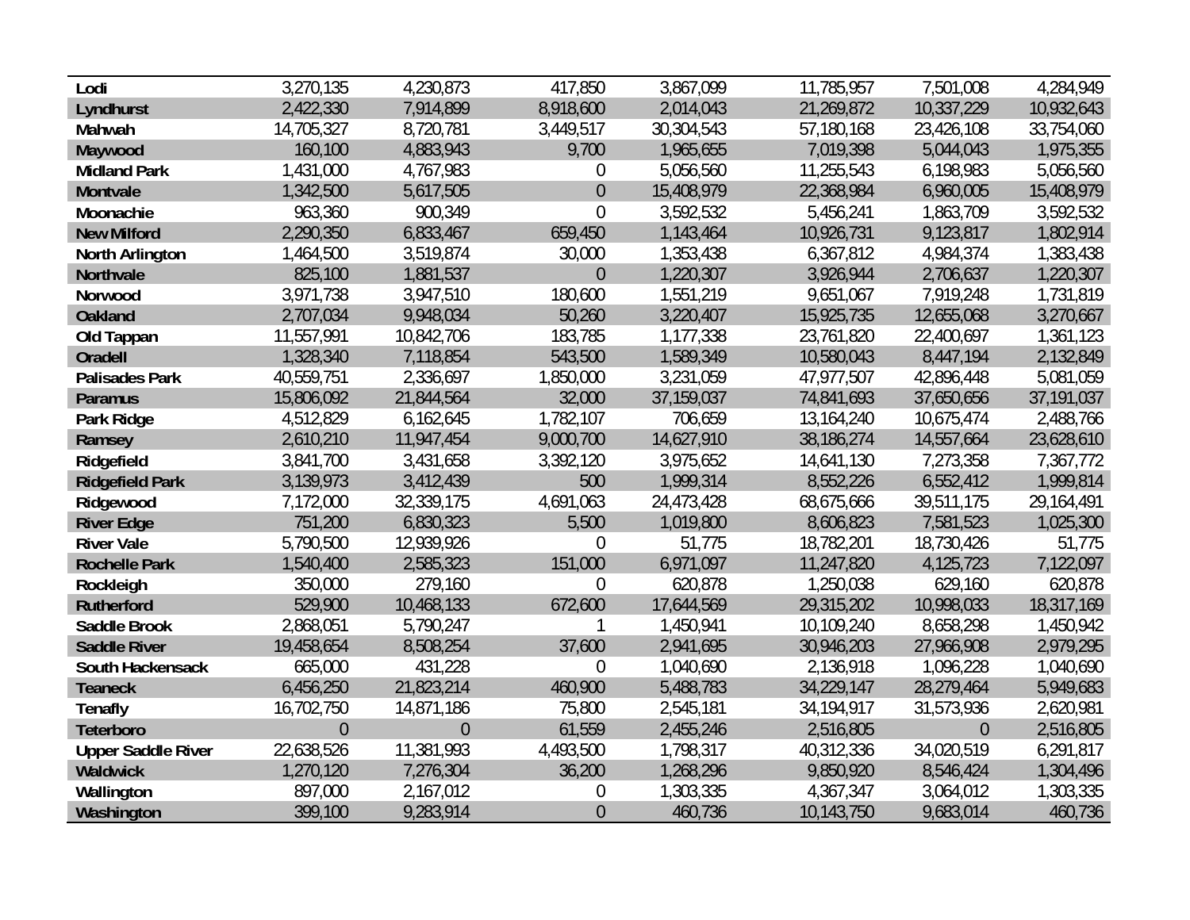| | | | | | | | |
|---|---|---|---|---|---|---|---|
| **Lodi** | 3,270,135 | 4,230,873 | 417,850 | 3,867,099 | 11,785,957 | 7,501,008 | 4,284,949 |
| **Lyndhurst** | 2,422,330 | 7,914,899 | 8,918,600 | 2,014,043 | 21,269,872 | 10,337,229 | 10,932,643 |
| **Mahwah** | 14,705,327 | 8,720,781 | 3,449,517 | 30,304,543 | 57,180,168 | 23,426,108 | 33,754,060 |
| **Maywood** | 160,100 | 4,883,943 | 9,700 | 1,965,655 | 7,019,398 | 5,044,043 | 1,975,355 |
| **Midland Park** | 1,431,000 | 4,767,983 | 0 | 5,056,560 | 11,255,543 | 6,198,983 | 5,056,560 |
| **Montvale** | 1,342,500 | 5,617,505 | 0 | 15,408,979 | 22,368,984 | 6,960,005 | 15,408,979 |
| **Moonachie** | 963,360 | 900,349 | 0 | 3,592,532 | 5,456,241 | 1,863,709 | 3,592,532 |
| **New Milford** | 2,290,350 | 6,833,467 | 659,450 | 1,143,464 | 10,926,731 | 9,123,817 | 1,802,914 |
| **North Arlington** | 1,464,500 | 3,519,874 | 30,000 | 1,353,438 | 6,367,812 | 4,984,374 | 1,383,438 |
| **Northvale** | 825,100 | 1,881,537 | 0 | 1,220,307 | 3,926,944 | 2,706,637 | 1,220,307 |
| **Norwood** | 3,971,738 | 3,947,510 | 180,600 | 1,551,219 | 9,651,067 | 7,919,248 | 1,731,819 |
| **Oakland** | 2,707,034 | 9,948,034 | 50,260 | 3,220,407 | 15,925,735 | 12,655,068 | 3,270,667 |
| **Old Tappan** | 11,557,991 | 10,842,706 | 183,785 | 1,177,338 | 23,761,820 | 22,400,697 | 1,361,123 |
| **Oradell** | 1,328,340 | 7,118,854 | 543,500 | 1,589,349 | 10,580,043 | 8,447,194 | 2,132,849 |
| **Palisades Park** | 40,559,751 | 2,336,697 | 1,850,000 | 3,231,059 | 47,977,507 | 42,896,448 | 5,081,059 |
| **Paramus** | 15,806,092 | 21,844,564 | 32,000 | 37,159,037 | 74,841,693 | 37,650,656 | 37,191,037 |
| **Park Ridge** | 4,512,829 | 6,162,645 | 1,782,107 | 706,659 | 13,164,240 | 10,675,474 | 2,488,766 |
| **Ramsey** | 2,610,210 | 11,947,454 | 9,000,700 | 14,627,910 | 38,186,274 | 14,557,664 | 23,628,610 |
| **Ridgefield** | 3,841,700 | 3,431,658 | 3,392,120 | 3,975,652 | 14,641,130 | 7,273,358 | 7,367,772 |
| **Ridgefield Park** | 3,139,973 | 3,412,439 | 500 | 1,999,314 | 8,552,226 | 6,552,412 | 1,999,814 |
| **Ridgewood** | 7,172,000 | 32,339,175 | 4,691,063 | 24,473,428 | 68,675,666 | 39,511,175 | 29,164,491 |
| **River Edge** | 751,200 | 6,830,323 | 5,500 | 1,019,800 | 8,606,823 | 7,581,523 | 1,025,300 |
| **River Vale** | 5,790,500 | 12,939,926 | 0 | 51,775 | 18,782,201 | 18,730,426 | 51,775 |
| **Rochelle Park** | 1,540,400 | 2,585,323 | 151,000 | 6,971,097 | 11,247,820 | 4,125,723 | 7,122,097 |
| **Rockleigh** | 350,000 | 279,160 | 0 | 620,878 | 1,250,038 | 629,160 | 620,878 |
| **Rutherford** | 529,900 | 10,468,133 | 672,600 | 17,644,569 | 29,315,202 | 10,998,033 | 18,317,169 |
| **Saddle Brook** | 2,868,051 | 5,790,247 | 1 | 1,450,941 | 10,109,240 | 8,658,298 | 1,450,942 |
| **Saddle River** | 19,458,654 | 8,508,254 | 37,600 | 2,941,695 | 30,946,203 | 27,966,908 | 2,979,295 |
| **South Hackensack** | 665,000 | 431,228 | 0 | 1,040,690 | 2,136,918 | 1,096,228 | 1,040,690 |
| **Teaneck** | 6,456,250 | 21,823,214 | 460,900 | 5,488,783 | 34,229,147 | 28,279,464 | 5,949,683 |
| **Tenafly** | 16,702,750 | 14,871,186 | 75,800 | 2,545,181 | 34,194,917 | 31,573,936 | 2,620,981 |
| **Teterboro** | 0 | 0 | 61,559 | 2,455,246 | 2,516,805 | 0 | 2,516,805 |
| **Upper Saddle River** | 22,638,526 | 11,381,993 | 4,493,500 | 1,798,317 | 40,312,336 | 34,020,519 | 6,291,817 |
| **Waldwick** | 1,270,120 | 7,276,304 | 36,200 | 1,268,296 | 9,850,920 | 8,546,424 | 1,304,496 |
| **Wallington** | 897,000 | 2,167,012 | 0 | 1,303,335 | 4,367,347 | 3,064,012 | 1,303,335 |
| **Washington** | 399,100 | 9,283,914 | 0 | 460,736 | 10,143,750 | 9,683,014 | 460,736 |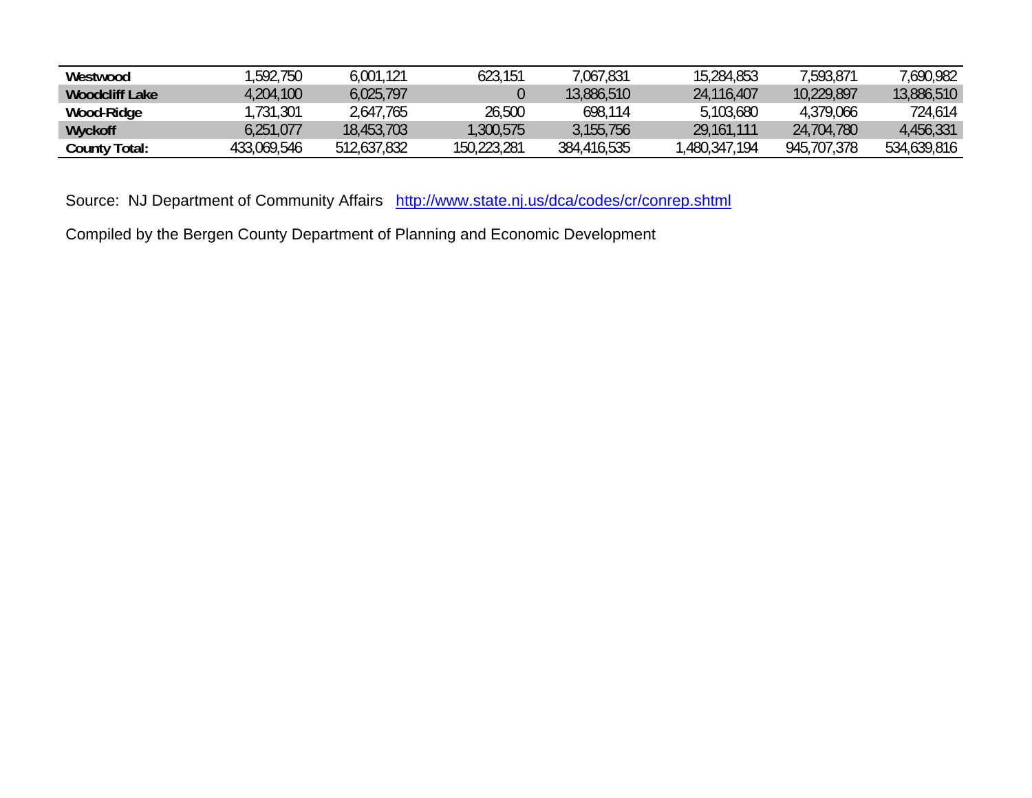| | | | | | | | |
|---|---|---|---|---|---|---|---|
| **Westwood** | 1,592,750 | 6,001,121 | 623,151 | 7,067,831 | 15,284,853 | 7,593,871 | 7,690,982 |
| **Woodcliff Lake** | 4,204,100 | 6,025,797 | 0 | 13,886,510 | 24,116,407 | 10,229,897 | 13,886,510 |
| **Wood-Ridge** | 1,731,301 | 2,647,765 | 26,500 | 698,114 | 5,103,680 | 4,379,066 | 724,614 |
| **Wyckoff** | 6,251,077 | 18,453,703 | 1,300,575 | 3,155,756 | 29,161,111 | 24,704,780 | 4,456,331 |
| **County Total:** | 433,069,546 | 512,637,832 | 150,223,281 | 384,416,535 | 1,480,347,194 | 945,707,378 | 534,639,816 |

Source: NJ Department of Community Affairs [http://www.state.nj.us/dca/codes/cr/conrep.shtml](http://www.state.nj.us/dca/codes/cr/conrep.shtml)

Compiled by the Bergen County Department of Planning and Economic Development